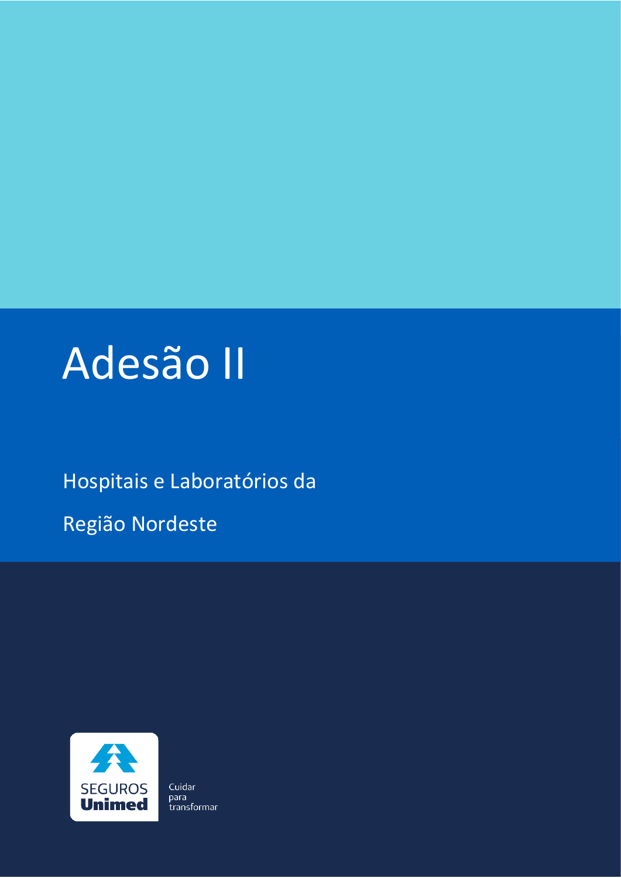# Adesão II

Hospitais e Laboratórios da

Região Nordeste

SEGUROS Unimed

Cuidar para transformar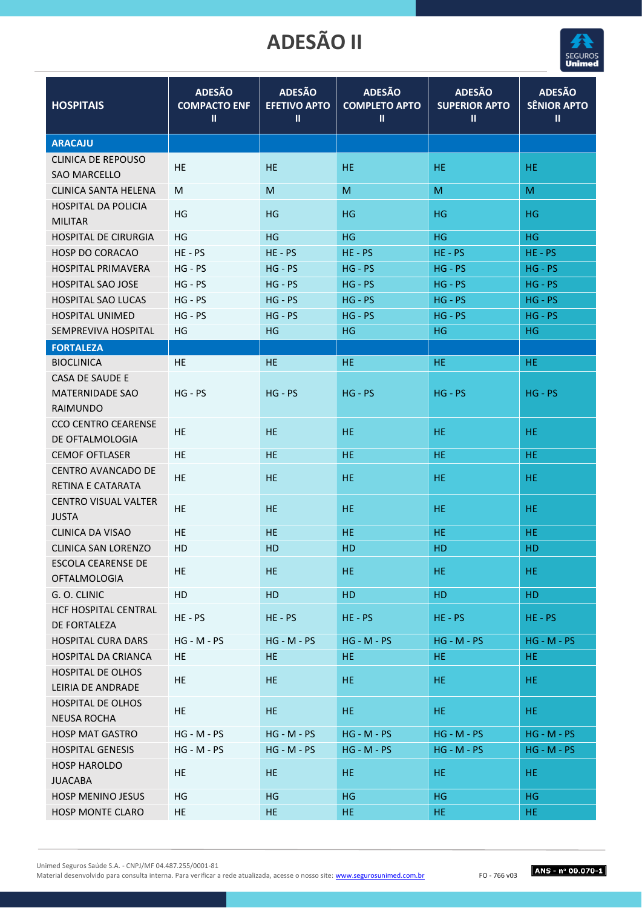# ADESÃO II

| HOSPITAIS | ADESÃO COMPACTO ENF II | ADESÃO EFETIVO APTO II | ADESÃO COMPLETO APTO II | ADESÃO SUPERIOR APTO II | ADESÃO SÊNIOR APTO II |
|---|---|---|---|---|---|
| **ARACAJU** | | | | | |
| CLINICA DE REPOUSO SAO MARCELLO | HE | HE | HE | HE | HE |
| CLINICA SANTA HELENA | M | M | M | M | M |
| HOSPITAL DA POLICIA MILITAR | HG | HG | HG | HG | HG |
| HOSPITAL DE CIRURGIA | HG | HG | HG | HG | HG |
| HOSP DO CORACAO | HE - PS | HE - PS | HE - PS | HE - PS | HE - PS |
| HOSPITAL PRIMAVERA | HG - PS | HG - PS | HG - PS | HG - PS | HG - PS |
| HOSPITAL SAO JOSE | HG - PS | HG - PS | HG - PS | HG - PS | HG - PS |
| HOSPITAL SAO LUCAS | HG - PS | HG - PS | HG - PS | HG - PS | HG - PS |
| HOSPITAL UNIMED | HG - PS | HG - PS | HG - PS | HG - PS | HG - PS |
| SEMPREVIVA HOSPITAL | HG | HG | HG | HG | HG |
| **FORTALEZA** | | | | | |
| BIOCLINICA | HE | HE | HE | HE | HE |
| CASA DE SAUDE E MATERNIDADE SAO RAIMUNDO | HG - PS | HG - PS | HG - PS | HG - PS | HG - PS |
| CCO CENTRO CEARENSE DE OFTALMOLOGIA | HE | HE | HE | HE | HE |
| CEMOF OFTLASER | HE | HE | HE | HE | HE |
| CENTRO AVANCADO DE RETINA E CATARATA | HE | HE | HE | HE | HE |
| CENTRO VISUAL VALTER JUSTA | HE | HE | HE | HE | HE |
| CLINICA DA VISAO | HE | HE | HE | HE | HE |
| CLINICA SAN LORENZO | HD | HD | HD | HD | HD |
| ESCOLA CEARENSE DE OFTALMOLOGIA | HE | HE | HE | HE | HE |
| G. O. CLINIC | HD | HD | HD | HD | HD |
| HCF HOSPITAL CENTRAL DE FORTALEZA | HE - PS | HE - PS | HE - PS | HE - PS | HE - PS |
| HOSPITAL CURA DARS | HG - M - PS | HG - M - PS | HG - M - PS | HG - M - PS | HG - M - PS |
| HOSPITAL DA CRIANCA | HE | HE | HE | HE | HE |
| HOSPITAL DE OLHOS LEIRIA DE ANDRADE | HE | HE | HE | HE | HE |
| HOSPITAL DE OLHOS NEUSA ROCHA | HE | HE | HE | HE | HE |
| HOSP MAT GASTRO | HG - M - PS | HG - M - PS | HG - M - PS | HG - M - PS | HG - M - PS |
| HOSPITAL GENESIS | HG - M - PS | HG - M - PS | HG - M - PS | HG - M - PS | HG - M - PS |
| HOSP HAROLDO JUACABA | HE | HE | HE | HE | HE |
| HOSP MENINO JESUS | HG | HG | HG | HG | HG |
| HOSP MONTE CLARO | HE | HE | HE | HE | HE |

Unimed Seguros Saúde S.A. - CNPJ/MF 04.487.255/0001-81
Material desenvolvido para consulta interna. Para verificar a rede atualizada, acesse o nosso site: www.segurosunimed.com.br

FO - 766 v03

ANS - nº 00.070-1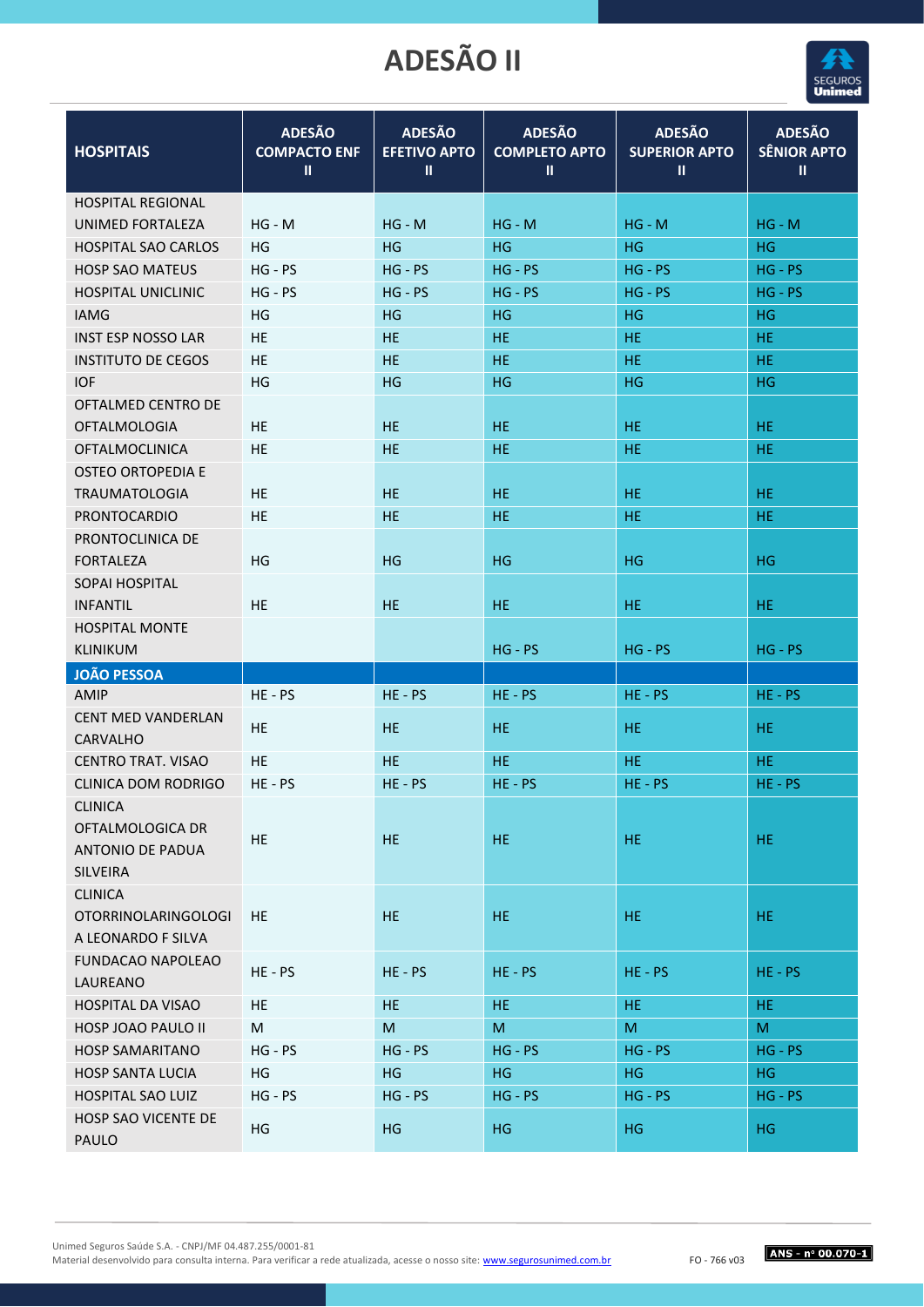# ADESÃO II

| HOSPITAIS | ADESÃO COMPACTO ENF II | ADESÃO EFETIVO APTO II | ADESÃO COMPLETO APTO II | ADESÃO SUPERIOR APTO II | ADESÃO SÊNIOR APTO II |
|---|---|---|---|---|---|
| HOSPITAL REGIONAL UNIMED FORTALEZA | HG - M | HG - M | HG - M | HG - M | HG - M |
| HOSPITAL SAO CARLOS | HG | HG | HG | HG | HG |
| HOSP SAO MATEUS | HG - PS | HG - PS | HG - PS | HG - PS | HG - PS |
| HOSPITAL UNICLINIC | HG - PS | HG - PS | HG - PS | HG - PS | HG - PS |
| IAMG | HG | HG | HG | HG | HG |
| INST ESP NOSSO LAR | HE | HE | HE | HE | HE |
| INSTITUTO DE CEGOS | HE | HE | HE | HE | HE |
| IOF | HG | HG | HG | HG | HG |
| OFTALMED CENTRO DE OFTALMOLOGIA | HE | HE | HE | HE | HE |
| OFTALMOCLINICA | HE | HE | HE | HE | HE |
| OSTEO ORTOPEDIA E TRAUMATOLOGIA | HE | HE | HE | HE | HE |
| PRONTOCARDIO | HE | HE | HE | HE | HE |
| PRONTOCLINICA DE FORTALEZA | HG | HG | HG | HG | HG |
| SOPAI HOSPITAL INFANTIL | HE | HE | HE | HE | HE |
| HOSPITAL MONTE KLINIKUM | | | HG - PS | HG - PS | HG - PS |
| **JOÃO PESSOA** | | | | | |
| AMIP | HE - PS | HE - PS | HE - PS | HE - PS | HE - PS |
| CENT MED VANDERLAN CARVALHO | HE | HE | HE | HE | HE |
| CENTRO TRAT. VISAO | HE | HE | HE | HE | HE |
| CLINICA DOM RODRIGO | HE - PS | HE - PS | HE - PS | HE - PS | HE - PS |
| CLINICA OFTALMOLOGICA DR ANTONIO DE PADUA SILVEIRA | HE | HE | HE | HE | HE |
| CLINICA OTORRINOLARINGOLOGIA LEONARDO F SILVA | HE | HE | HE | HE | HE |
| FUNDACAO NAPOLEAO LAUREANO | HE - PS | HE - PS | HE - PS | HE - PS | HE - PS |
| HOSPITAL DA VISAO | HE | HE | HE | HE | HE |
| HOSP JOAO PAULO II | M | M | M | M | M |
| HOSP SAMARITANO | HG - PS | HG - PS | HG - PS | HG - PS | HG - PS |
| HOSP SANTA LUCIA | HG | HG | HG | HG | HG |
| HOSPITAL SAO LUIZ | HG - PS | HG - PS | HG - PS | HG - PS | HG - PS |
| HOSP SAO VICENTE DE PAULO | HG | HG | HG | HG | HG |

Unimed Seguros Saúde S.A. - CNPJ/MF 04.487.255/0001-81
Material desenvolvido para consulta interna. Para verificar a rede atualizada, acesse o nosso site: www.segurosunimed.com.br

FO - 766 v03

ANS - nº 00.070-1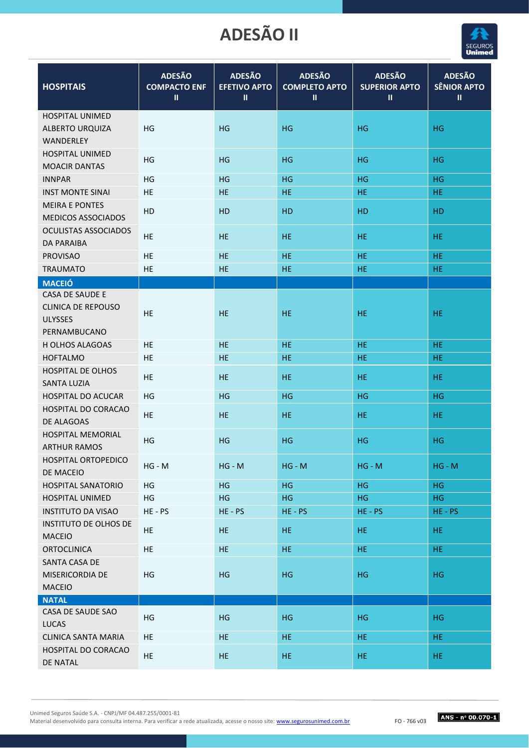# ADESÃO II

| HOSPITAIS | ADESÃO COMPACTO ENF II | ADESÃO EFETIVO APTO II | ADESÃO COMPLETO APTO II | ADESÃO SUPERIOR APTO II | ADESÃO SÊNIOR APTO II |
|---|---|---|---|---|---|
| HOSPITAL UNIMED ALBERTO URQUIZA WANDERLEY | HG | HG | HG | HG | HG |
| HOSPITAL UNIMED MOACIR DANTAS | HG | HG | HG | HG | HG |
| INNPAR | HG | HG | HG | HG | HG |
| INST MONTE SINAI | HE | HE | HE | HE | HE |
| MEIRA E PONTES MEDICOS ASSOCIADOS | HD | HD | HD | HD | HD |
| OCULISTAS ASSOCIADOS DA PARAIBA | HE | HE | HE | HE | HE |
| PROVISAO | HE | HE | HE | HE | HE |
| TRAUMATO | HE | HE | HE | HE | HE |
| **MACEIÓ** | | | | | |
| CASA DE SAUDE E CLINICA DE REPOUSO ULYSSES PERNAMBUCANO | HE | HE | HE | HE | HE |
| H OLHOS ALAGOAS | HE | HE | HE | HE | HE |
| HOFTALMO | HE | HE | HE | HE | HE |
| HOSPITAL DE OLHOS SANTA LUZIA | HE | HE | HE | HE | HE |
| HOSPITAL DO ACUCAR | HG | HG | HG | HG | HG |
| HOSPITAL DO CORACAO DE ALAGOAS | HE | HE | HE | HE | HE |
| HOSPITAL MEMORIAL ARTHUR RAMOS | HG | HG | HG | HG | HG |
| HOSPITAL ORTOPEDICO DE MACEIO | HG - M | HG - M | HG - M | HG - M | HG - M |
| HOSPITAL SANATORIO | HG | HG | HG | HG | HG |
| HOSPITAL UNIMED | HG | HG | HG | HG | HG |
| INSTITUTO DA VISAO | HE - PS | HE - PS | HE - PS | HE - PS | HE - PS |
| INSTITUTO DE OLHOS DE MACEIO | HE | HE | HE | HE | HE |
| ORTOCLINICA | HE | HE | HE | HE | HE |
| SANTA CASA DE MISERICORDIA DE MACEIO | HG | HG | HG | HG | HG |
| **NATAL** | | | | | |
| CASA DE SAUDE SAO LUCAS | HG | HG | HG | HG | HG |
| CLINICA SANTA MARIA | HE | HE | HE | HE | HE |
| HOSPITAL DO CORACAO DE NATAL | HE | HE | HE | HE | HE |

Unimed Seguros Saúde S.A. - CNPJ/MF 04.487.255/0001-81
Material desenvolvido para consulta interna. Para verificar a rede atualizada, acesse o nosso site: www.segurosunimed.com.br FO - 766 v03 ANS - nº 00.070-1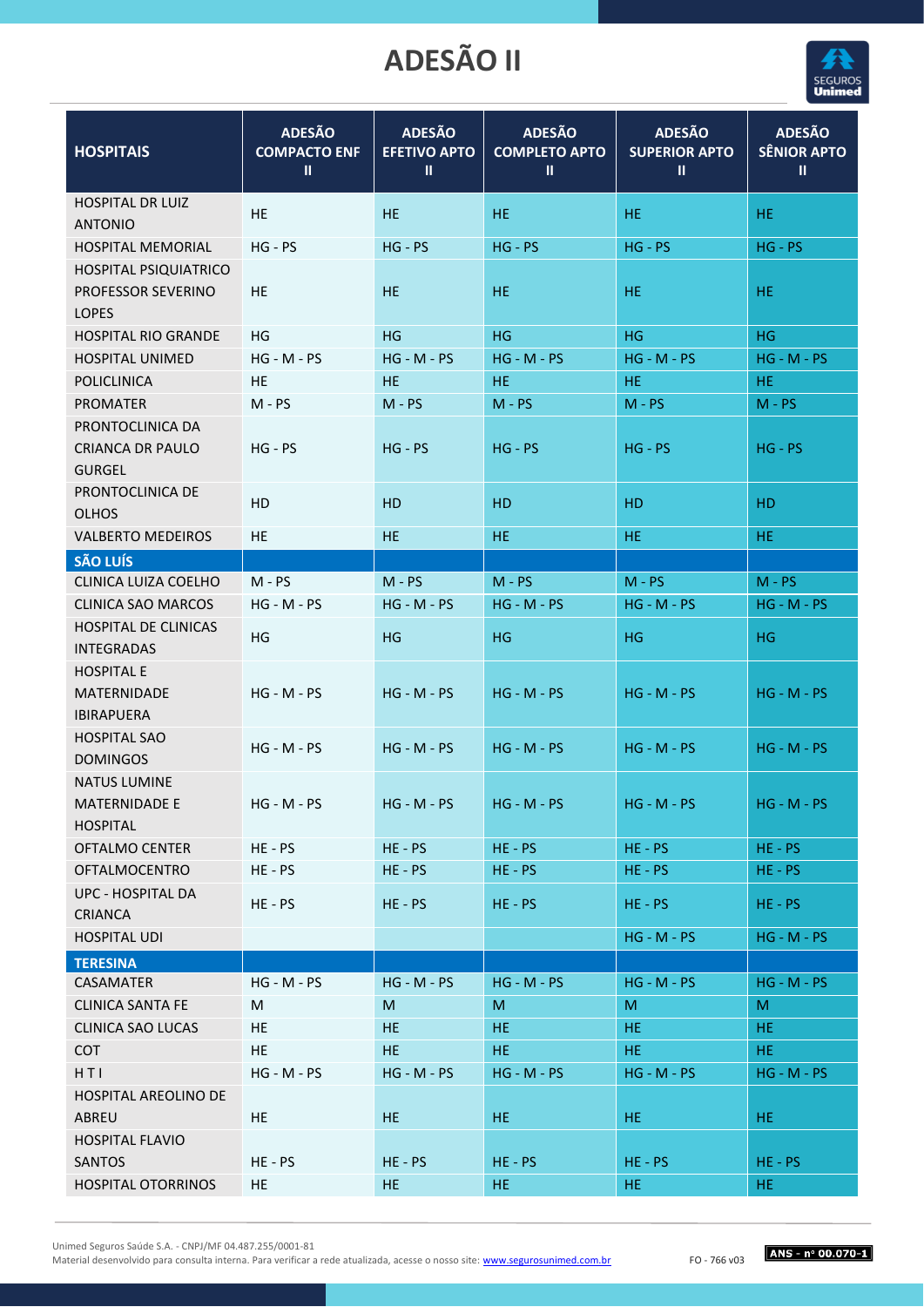# ADESÃO II

| HOSPITAIS | ADESÃO COMPACTO ENF II | ADESÃO EFETIVO APTO II | ADESÃO COMPLETO APTO II | ADESÃO SUPERIOR APTO II | ADESÃO SÊNIOR APTO II |
|---|---|---|---|---|---|
| HOSPITAL DR LUIZ ANTONIO | HE | HE | HE | HE | HE |
| HOSPITAL MEMORIAL | HG - PS | HG - PS | HG - PS | HG - PS | HG - PS |
| HOSPITAL PSIQUIATRICO PROFESSOR SEVERINO LOPES | HE | HE | HE | HE | HE |
| HOSPITAL RIO GRANDE | HG | HG | HG | HG | HG |
| HOSPITAL UNIMED | HG - M - PS | HG - M - PS | HG - M - PS | HG - M - PS | HG - M - PS |
| POLICLINICA | HE | HE | HE | HE | HE |
| PROMATER | M - PS | M - PS | M - PS | M - PS | M - PS |
| PRONTOCLINICA DA CRIANCA DR PAULO GURGEL | HG - PS | HG - PS | HG - PS | HG - PS | HG - PS |
| PRONTOCLINICA DE OLHOS | HD | HD | HD | HD | HD |
| VALBERTO MEDEIROS | HE | HE | HE | HE | HE |
| **SÃO LUÍS** | | | | | |
| CLINICA LUIZA COELHO | M - PS | M - PS | M - PS | M - PS | M - PS |
| CLINICA SAO MARCOS | HG - M - PS | HG - M - PS | HG - M - PS | HG - M - PS | HG - M - PS |
| HOSPITAL DE CLINICAS INTEGRADAS | HG | HG | HG | HG | HG |
| HOSPITAL E MATERNIDADE IBIRAPUERA | HG - M - PS | HG - M - PS | HG - M - PS | HG - M - PS | HG - M - PS |
| HOSPITAL SAO DOMINGOS | HG - M - PS | HG - M - PS | HG - M - PS | HG - M - PS | HG - M - PS |
| NATUS LUMINE MATERNIDADE E HOSPITAL | HG - M - PS | HG - M - PS | HG - M - PS | HG - M - PS | HG - M - PS |
| OFTALMO CENTER | HE - PS | HE - PS | HE - PS | HE - PS | HE - PS |
| OFTALMOCENTRO | HE - PS | HE - PS | HE - PS | HE - PS | HE - PS |
| UPC - HOSPITAL DA CRIANCA | HE - PS | HE - PS | HE - PS | HE - PS | HE - PS |
| HOSPITAL UDI | | | | HG - M - PS | HG - M - PS |
| **TERESINA** | | | | | |
| CASAMATER | HG - M - PS | HG - M - PS | HG - M - PS | HG - M - PS | HG - M - PS |
| CLINICA SANTA FE | M | M | M | M | M |
| CLINICA SAO LUCAS | HE | HE | HE | HE | HE |
| COT | HE | HE | HE | HE | HE |
| H T I | HG - M - PS | HG - M - PS | HG - M - PS | HG - M - PS | HG - M - PS |
| HOSPITAL AREOLINO DE ABREU | HE | HE | HE | HE | HE |
| HOSPITAL FLAVIO SANTOS | HE - PS | HE - PS | HE - PS | HE - PS | HE - PS |
| HOSPITAL OTORRINOS | HE | HE | HE | HE | HE |

Unimed Seguros Saúde S.A. - CNPJ/MF 04.487.255/0001-81
Material desenvolvido para consulta interna. Para verificar a rede atualizada, acesse o nosso site: www.segurosunimed.com.br

FO - 766 v03

ANS - nº 00.070-1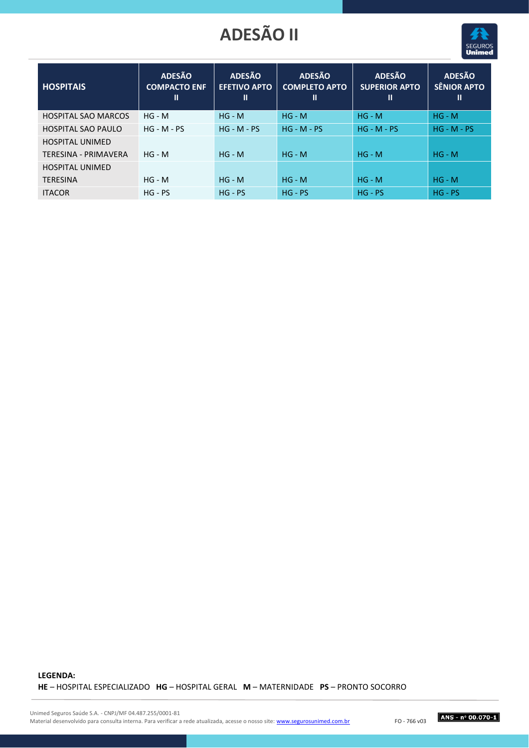# ADESÃO II

| HOSPITAIS | ADESÃO COMPACTO ENF II | ADESÃO EFETIVO APTO II | ADESÃO COMPLETO APTO II | ADESÃO SUPERIOR APTO II | ADESÃO SÊNIOR APTO II |
|---|---|---|---|---|---|
| HOSPITAL SAO MARCOS | HG - M | HG - M | HG - M | HG - M | HG - M |
| HOSPITAL SAO PAULO | HG - M - PS | HG - M - PS | HG - M - PS | HG - M - PS | HG - M - PS |
| HOSPITAL UNIMED TERESINA - PRIMAVERA | HG - M | HG - M | HG - M | HG - M | HG - M |
| HOSPITAL UNIMED TERESINA | HG - M | HG - M | HG - M | HG - M | HG - M |
| ITACOR | HG - PS | HG - PS | HG - PS | HG - PS | HG - PS |

**LEGENDA:**
**HE** – HOSPITAL ESPECIALIZADO **HG** – HOSPITAL GERAL **M** – MATERNIDADE **PS** – PRONTO SOCORRO

Unimed Seguros Saúde S.A. - CNPJ/MF 04.487.255/0001-81
Material desenvolvido para consulta interna. Para verificar a rede atualizada, acesse o nosso site: www.segurosunimed.com.br

FO - 766 v03

ANS - nº 00.070-1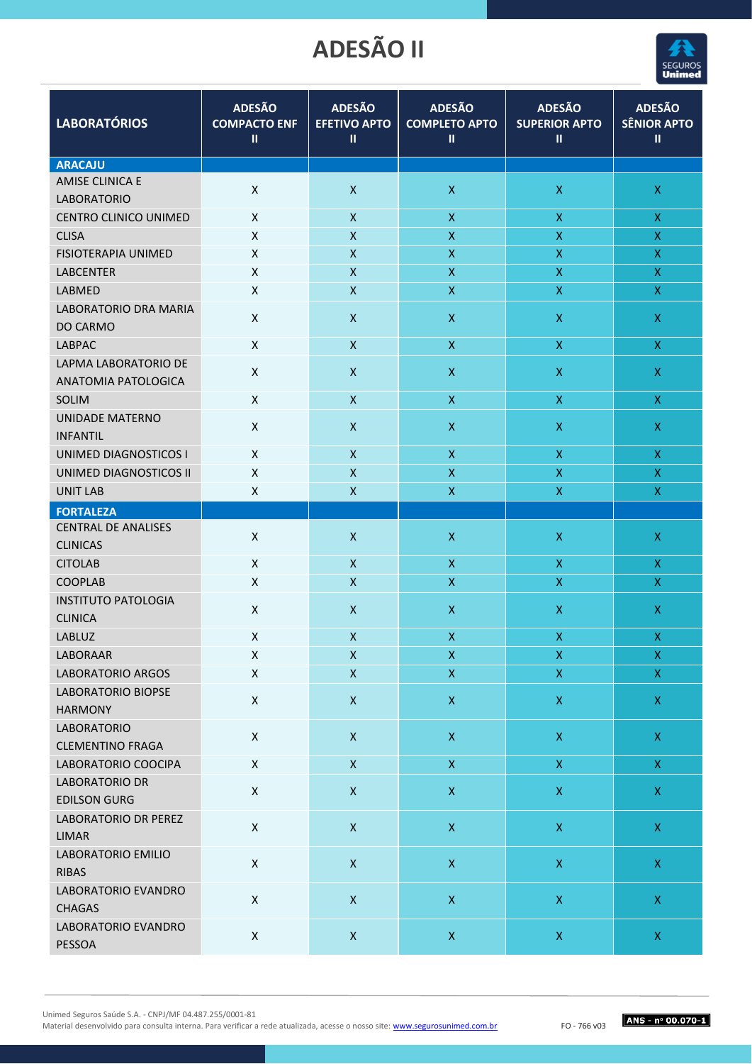# ADESÃO II

| LABORATÓRIOS | ADESÃO COMPACTO ENF II | ADESÃO EFETIVO APTO II | ADESÃO COMPLETO APTO II | ADESÃO SUPERIOR APTO II | ADESÃO SÊNIOR APTO II |
|---|---|---|---|---|---|
| **ARACAJU** | | | | | |
| AMISE CLINICA E LABORATORIO | X | X | X | X | X |
| CENTRO CLINICO UNIMED | X | X | X | X | X |
| CLISA | X | X | X | X | X |
| FISIOTERAPIA UNIMED | X | X | X | X | X |
| LABCENTER | X | X | X | X | X |
| LABMED | X | X | X | X | X |
| LABORATORIO DRA MARIA DO CARMO | X | X | X | X | X |
| LABPAC | X | X | X | X | X |
| LAPMA LABORATORIO DE ANATOMIA PATOLOGICA | X | X | X | X | X |
| SOLIM | X | X | X | X | X |
| UNIDADE MATERNO INFANTIL | X | X | X | X | X |
| UNIMED DIAGNOSTICOS I | X | X | X | X | X |
| UNIMED DIAGNOSTICOS II | X | X | X | X | X |
| UNIT LAB | X | X | X | X | X |
| **FORTALEZA** | | | | | |
| CENTRAL DE ANALISES CLINICAS | X | X | X | X | X |
| CITOLAB | X | X | X | X | X |
| COOPLAB | X | X | X | X | X |
| INSTITUTO PATOLOGIA CLINICA | X | X | X | X | X |
| LABLUZ | X | X | X | X | X |
| LABORAAR | X | X | X | X | X |
| LABORATORIO ARGOS | X | X | X | X | X |
| LABORATORIO BIOPSE HARMONY | X | X | X | X | X |
| LABORATORIO CLEMENTINO FRAGA | X | X | X | X | X |
| LABORATORIO COOCIPA | X | X | X | X | X |
| LABORATORIO DR EDILSON GURG | X | X | X | X | X |
| LABORATORIO DR PEREZ LIMAR | X | X | X | X | X |
| LABORATORIO EMILIO RIBAS | X | X | X | X | X |
| LABORATORIO EVANDRO CHAGAS | X | X | X | X | X |
| LABORATORIO EVANDRO PESSOA | X | X | X | X | X |

Unimed Seguros Saúde S.A. - CNPJ/MF 04.487.255/0001-81
Material desenvolvido para consulta interna. Para verificar a rede atualizada, acesse o nosso site: www.segurosunimed.com.br

FO - 766 v03

ANS - nº 00.070-1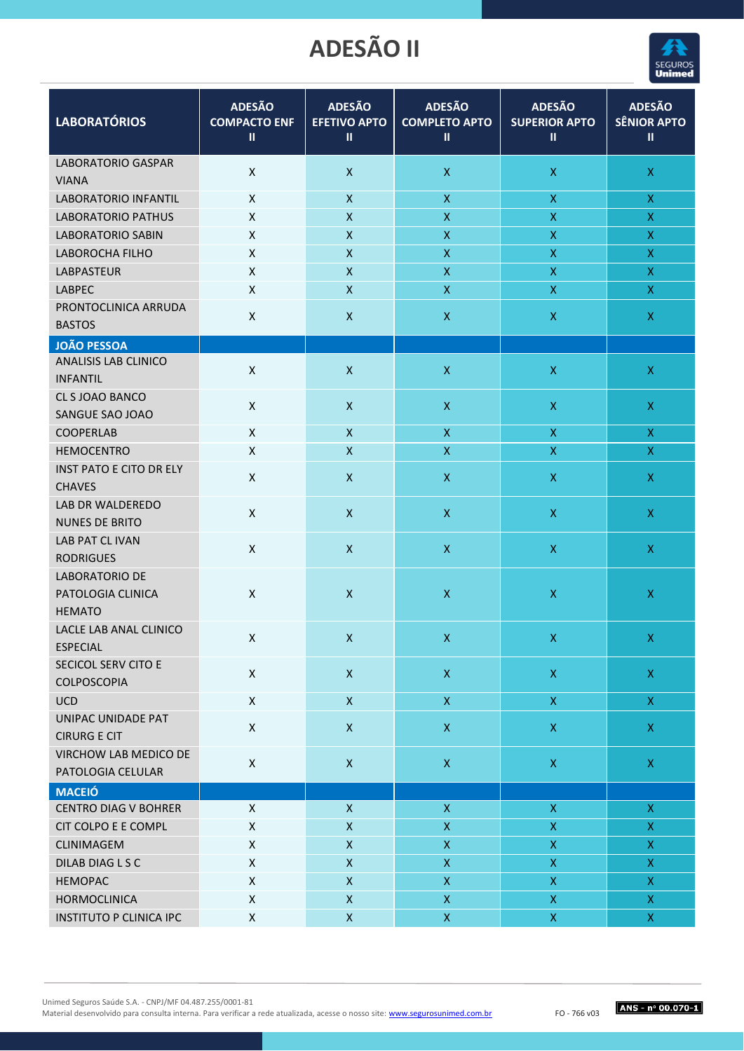# ADESÃO II

| LABORATÓRIOS | ADESÃO COMPACTO ENF II | ADESÃO EFETIVO APTO II | ADESÃO COMPLETO APTO II | ADESÃO SUPERIOR APTO II | ADESÃO SÊNIOR APTO II |
|---|---|---|---|---|---|
| LABORATORIO GASPAR VIANA | X | X | X | X | X |
| LABORATORIO INFANTIL | X | X | X | X | X |
| LABORATORIO PATHUS | X | X | X | X | X |
| LABORATORIO SABIN | X | X | X | X | X |
| LABOROCHA FILHO | X | X | X | X | X |
| LABPASTEUR | X | X | X | X | X |
| LABPEC | X | X | X | X | X |
| PRONTOCLINICA ARRUDA BASTOS | X | X | X | X | X |
| **JOÃO PESSOA** | | | | | |
| ANALISIS LAB CLINICO INFANTIL | X | X | X | X | X |
| CL S JOAO BANCO SANGUE SAO JOAO | X | X | X | X | X |
| COOPERLAB | X | X | X | X | X |
| HEMOCENTRO | X | X | X | X | X |
| INST PATO E CITO DR ELY CHAVES | X | X | X | X | X |
| LAB DR WALDEREDO NUNES DE BRITO | X | X | X | X | X |
| LAB PAT CL IVAN RODRIGUES | X | X | X | X | X |
| LABORATORIO DE PATOLOGIA CLINICA HEMATO | X | X | X | X | X |
| LACLE LAB ANAL CLINICO ESPECIAL | X | X | X | X | X |
| SECICOL SERV CITO E COLPOSCOPIA | X | X | X | X | X |
| UCD | X | X | X | X | X |
| UNIPAC UNIDADE PAT CIRURG E CIT | X | X | X | X | X |
| VIRCHOW LAB MEDICO DE PATOLOGIA CELULAR | X | X | X | X | X |
| **MACEIÓ** | | | | | |
| CENTRO DIAG V BOHRER | X | X | X | X | X |
| CIT COLPO E E COMPL | X | X | X | X | X |
| CLINIMAGEM | X | X | X | X | X |
| DILAB DIAG L S C | X | X | X | X | X |
| HEMOPAC | X | X | X | X | X |
| HORMOCLINICA | X | X | X | X | X |
| INSTITUTO P CLINICA IPC | X | X | X | X | X |

Unimed Seguros Saúde S.A. - CNPJ/MF 04.487.255/0001-81
Material desenvolvido para consulta interna. Para verificar a rede atualizada, acesse o nosso site: www.segurosunimed.com.br FO - 766 v03

ANS - nº 00.070-1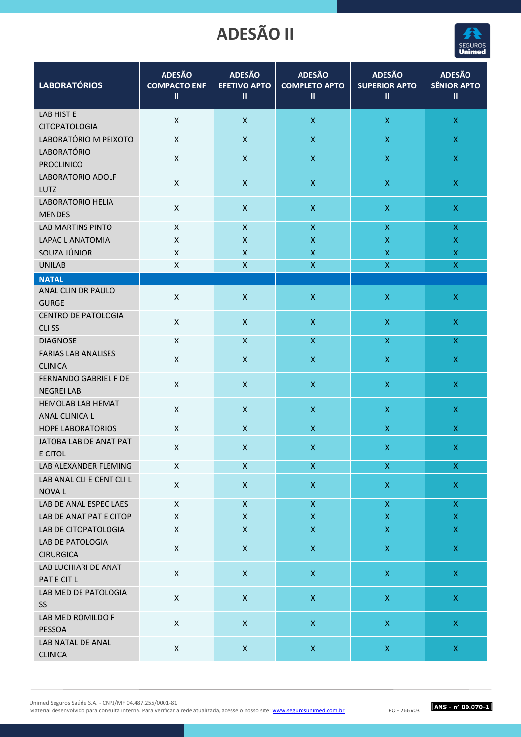# ADESÃO II

| LABORATÓRIOS | ADESÃO COMPACTO ENF II | ADESÃO EFETIVO APTO II | ADESÃO COMPLETO APTO II | ADESÃO SUPERIOR APTO II | ADESÃO SÊNIOR APTO II |
|---|---|---|---|---|---|
| LAB HIST E CITOPATOLOGIA | X | X | X | X | X |
| LABORATÓRIO M PEIXOTO | X | X | X | X | X |
| LABORATÓRIO PROCLINICO | X | X | X | X | X |
| LABORATORIO ADOLF LUTZ | X | X | X | X | X |
| LABORATORIO HELIA MENDES | X | X | X | X | X |
| LAB MARTINS PINTO | X | X | X | X | X |
| LAPAC L ANATOMIA | X | X | X | X | X |
| SOUZA JÚNIOR | X | X | X | X | X |
| UNILAB | X | X | X | X | X |
| **NATAL** | | | | | |
| ANAL CLIN DR PAULO GURGE | X | X | X | X | X |
| CENTRO DE PATOLOGIA CLI SS | X | X | X | X | X |
| DIAGNOSE | X | X | X | X | X |
| FARIAS LAB ANALISES CLINICA | X | X | X | X | X |
| FERNANDO GABRIEL F DE NEGREI LAB | X | X | X | X | X |
| HEMOLAB LAB HEMAT ANAL CLINICA L | X | X | X | X | X |
| HOPE LABORATORIOS | X | X | X | X | X |
| JATOBA LAB DE ANAT PAT E CITOL | X | X | X | X | X |
| LAB ALEXANDER FLEMING | X | X | X | X | X |
| LAB ANAL CLI E CENT CLI L NOVA L | X | X | X | X | X |
| LAB DE ANAL ESPEC LAES | X | X | X | X | X |
| LAB DE ANAT PAT E CITOP | X | X | X | X | X |
| LAB DE CITOPATOLOGIA | X | X | X | X | X |
| LAB DE PATOLOGIA CIRURGICA | X | X | X | X | X |
| LAB LUCHIARI DE ANAT PAT E CIT L | X | X | X | X | X |
| LAB MED DE PATOLOGIA SS | X | X | X | X | X |
| LAB MED ROMILDO F PESSOA | X | X | X | X | X |
| LAB NATAL DE ANAL CLINICA | X | X | X | X | X |

Unimed Seguros Saúde S.A. - CNPJ/MF 04.487.255/0001-81
Material desenvolvido para consulta interna. Para verificar a rede atualizada, acesse o nosso site: www.segurosunimed.com.br

FO - 766 v03

ANS - nº 00.070-1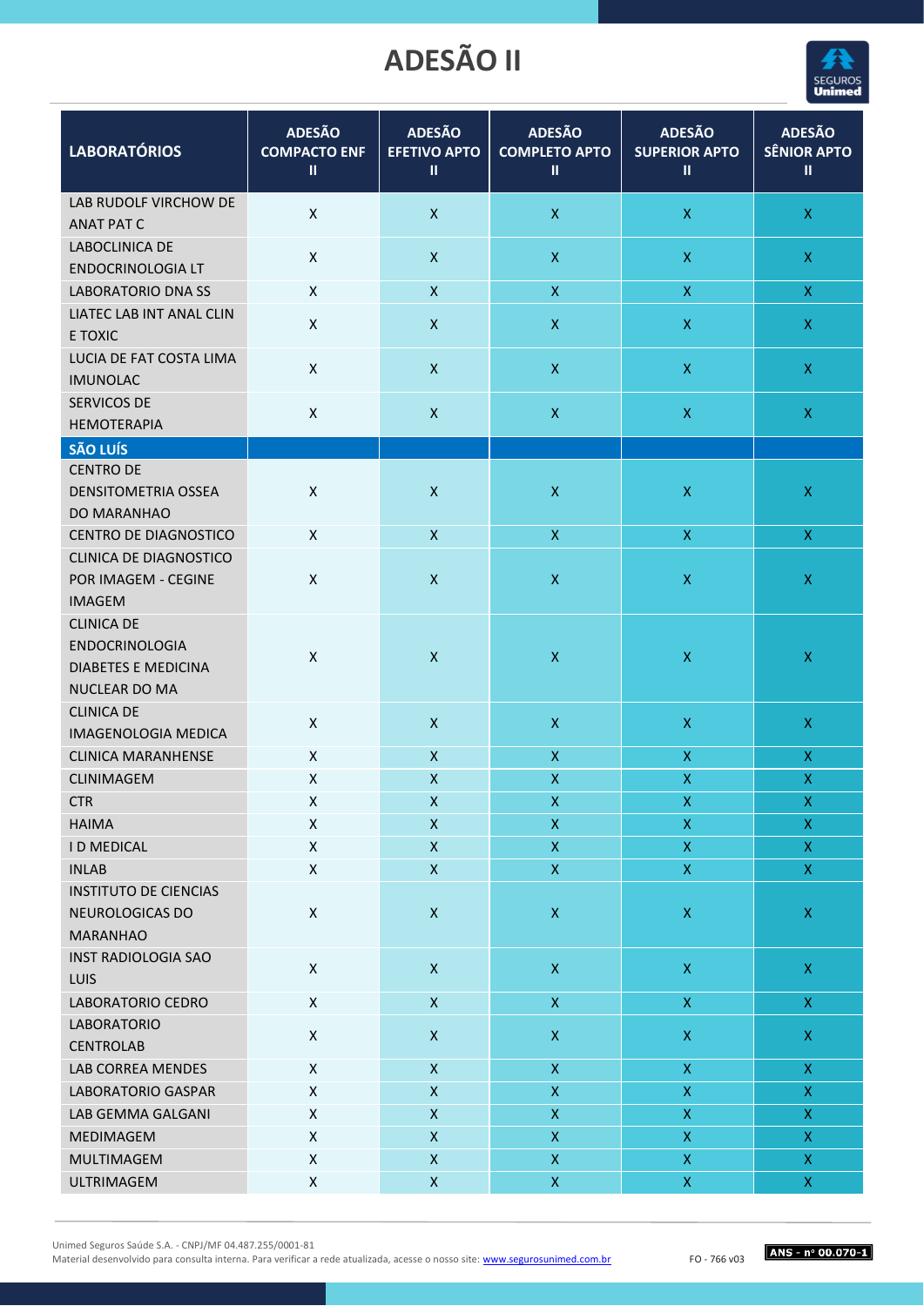# ADESÃO II

| LABORATÓRIOS | ADESÃO COMPACTO ENF II | ADESÃO EFETIVO APTO II | ADESÃO COMPLETO APTO II | ADESÃO SUPERIOR APTO II | ADESÃO SÊNIOR APTO II |
|---|---|---|---|---|---|
| LAB RUDOLF VIRCHOW DE ANAT PAT C | X | X | X | X | X |
| LABOCLINICA DE ENDOCRINOLOGIA LT | X | X | X | X | X |
| LABORATORIO DNA SS | X | X | X | X | X |
| LIATEC LAB INT ANAL CLIN E TOXIC | X | X | X | X | X |
| LUCIA DE FAT COSTA LIMA IMUNOLAC | X | X | X | X | X |
| SERVICOS DE HEMOTERAPIA | X | X | X | X | X |
| **SÃO LUÍS** | | | | | |
| CENTRO DE DENSITOMETRIA OSSEA DO MARANHAO | X | X | X | X | X |
| CENTRO DE DIAGNOSTICO | X | X | X | X | X |
| CLINICA DE DIAGNOSTICO POR IMAGEM - CEGINE IMAGEM | X | X | X | X | X |
| CLINICA DE ENDOCRINOLOGIA DIABETES E MEDICINA NUCLEAR DO MA | X | X | X | X | X |
| CLINICA DE IMAGENOLOGIA MEDICA | X | X | X | X | X |
| CLINICA MARANHENSE | X | X | X | X | X |
| CLINIMAGEM | X | X | X | X | X |
| CTR | X | X | X | X | X |
| HAIMA | X | X | X | X | X |
| I D MEDICAL | X | X | X | X | X |
| INLAB | X | X | X | X | X |
| INSTITUTO DE CIENCIAS NEUROLOGICAS DO MARANHAO | X | X | X | X | X |
| INST RADIOLOGIA SAO LUIS | X | X | X | X | X |
| LABORATORIO CEDRO | X | X | X | X | X |
| LABORATORIO CENTROLAB | X | X | X | X | X |
| LAB CORREA MENDES | X | X | X | X | X |
| LABORATORIO GASPAR | X | X | X | X | X |
| LAB GEMMA GALGANI | X | X | X | X | X |
| MEDIMAGEM | X | X | X | X | X |
| MULTIMAGEM | X | X | X | X | X |
| ULTRIMAGEM | X | X | X | X | X |

Unimed Seguros Saúde S.A. - CNPJ/MF 04.487.255/0001-81
Material desenvolvido para consulta interna. Para verificar a rede atualizada, acesse o nosso site: www.segurosunimed.com.br

FO - 766 v03

ANS - nº 00.070-1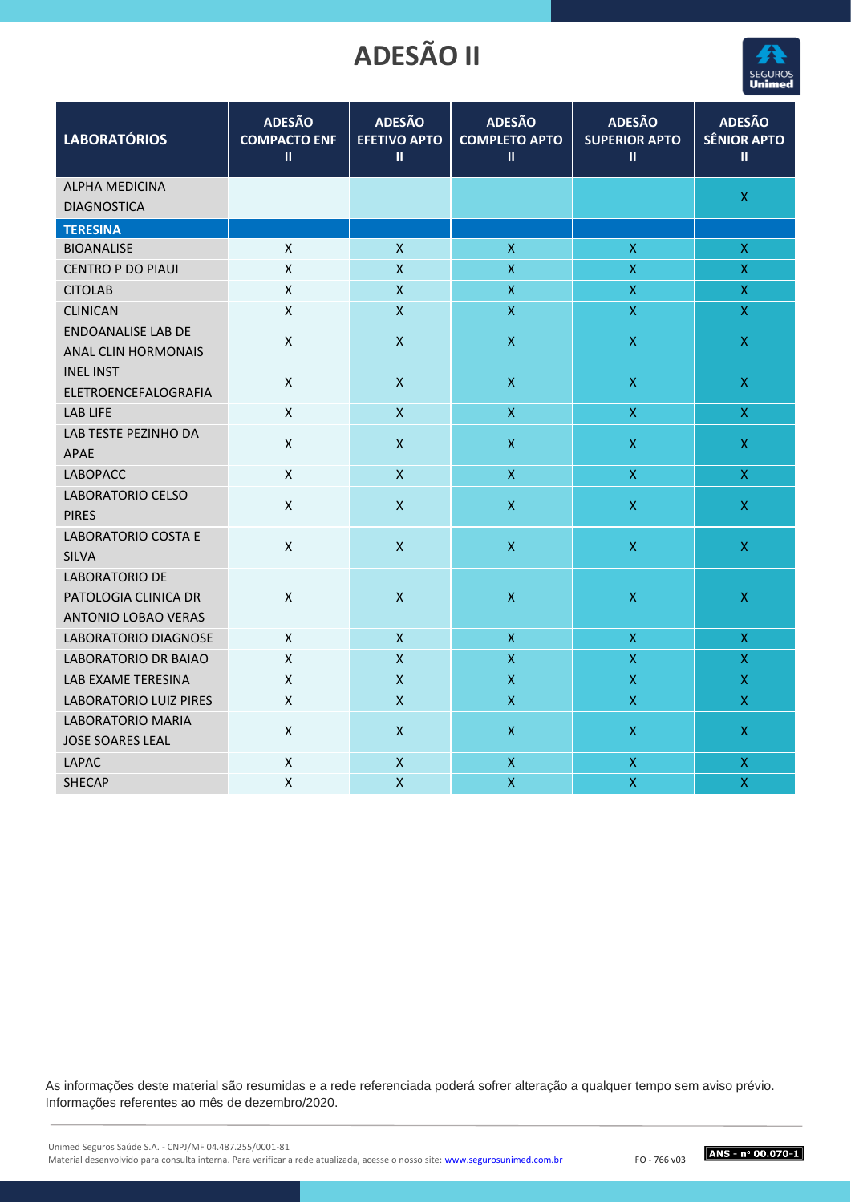# ADESÃO II

| LABORATÓRIOS | ADESÃO COMPACTO ENF II | ADESÃO EFETIVO APTO II | ADESÃO COMPLETO APTO II | ADESÃO SUPERIOR APTO II | ADESÃO SÊNIOR APTO II |
|---|---|---|---|---|---|
| ALPHA MEDICINA DIAGNOSTICA | | | | | X |
| **TERESINA** | | | | | |
| BIOANALISE | X | X | X | X | X |
| CENTRO P DO PIAUI | X | X | X | X | X |
| CITOLAB | X | X | X | X | X |
| CLINICAN | X | X | X | X | X |
| ENDOANALISE LAB DE ANAL CLIN HORMONAIS | X | X | X | X | X |
| INEL INST ELETROENCEFALOGRAFIA | X | X | X | X | X |
| LAB LIFE | X | X | X | X | X |
| LAB TESTE PEZINHO DA APAE | X | X | X | X | X |
| LABOPACC | X | X | X | X | X |
| LABORATORIO CELSO PIRES | X | X | X | X | X |
| LABORATORIO COSTA E SILVA | X | X | X | X | X |
| LABORATORIO DE PATOLOGIA CLINICA DR ANTONIO LOBAO VERAS | X | X | X | X | X |
| LABORATORIO DIAGNOSE | X | X | X | X | X |
| LABORATORIO DR BAIAO | X | X | X | X | X |
| LAB EXAME TERESINA | X | X | X | X | X |
| LABORATORIO LUIZ PIRES | X | X | X | X | X |
| LABORATORIO MARIA JOSE SOARES LEAL | X | X | X | X | X |
| LAPAC | X | X | X | X | X |
| SHECAP | X | X | X | X | X |

As informações deste material são resumidas e a rede referenciada poderá sofrer alteração a qualquer tempo sem aviso prévio. Informações referentes ao mês de dezembro/2020.

Unimed Seguros Saúde S.A. - CNPJ/MF 04.487.255/0001-81
Material desenvolvido para consulta interna. Para verificar a rede atualizada, acesse o nosso site: www.segurosunimed.com.br FO - 766 v03

ANS - nº 00.070-1